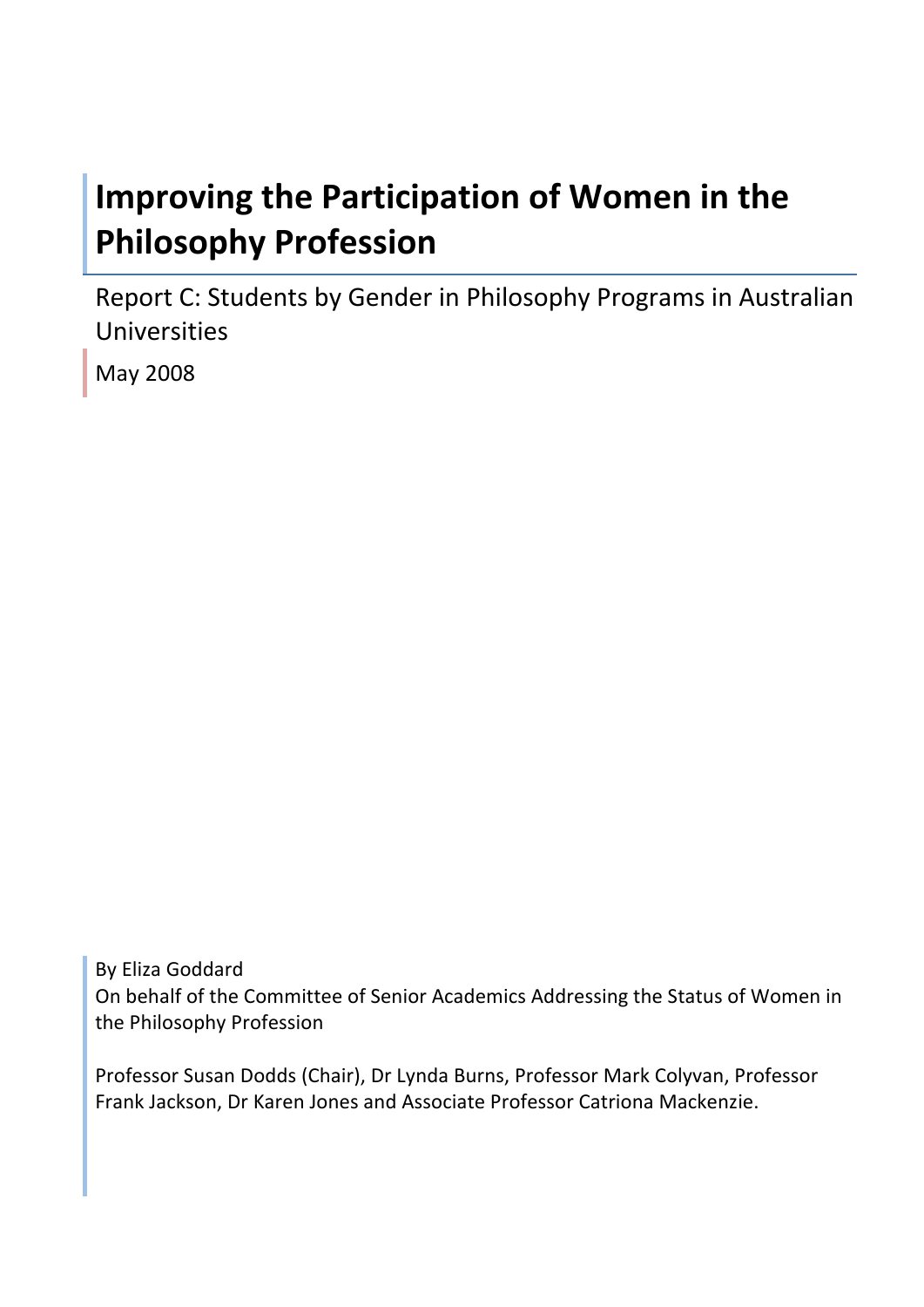# Improving the Participation of Women in the Philosophy Profession

Report C: Students by Gender in Philosophy Programs in Australian Universities

May 2008

By Eliza Goddard
On behalf of the Committee of Senior Academics Addressing the Status of Women in the Philosophy Profession

Professor Susan Dodds (Chair), Dr Lynda Burns, Professor Mark Colyvan, Professor Frank Jackson, Dr Karen Jones and Associate Professor Catriona Mackenzie.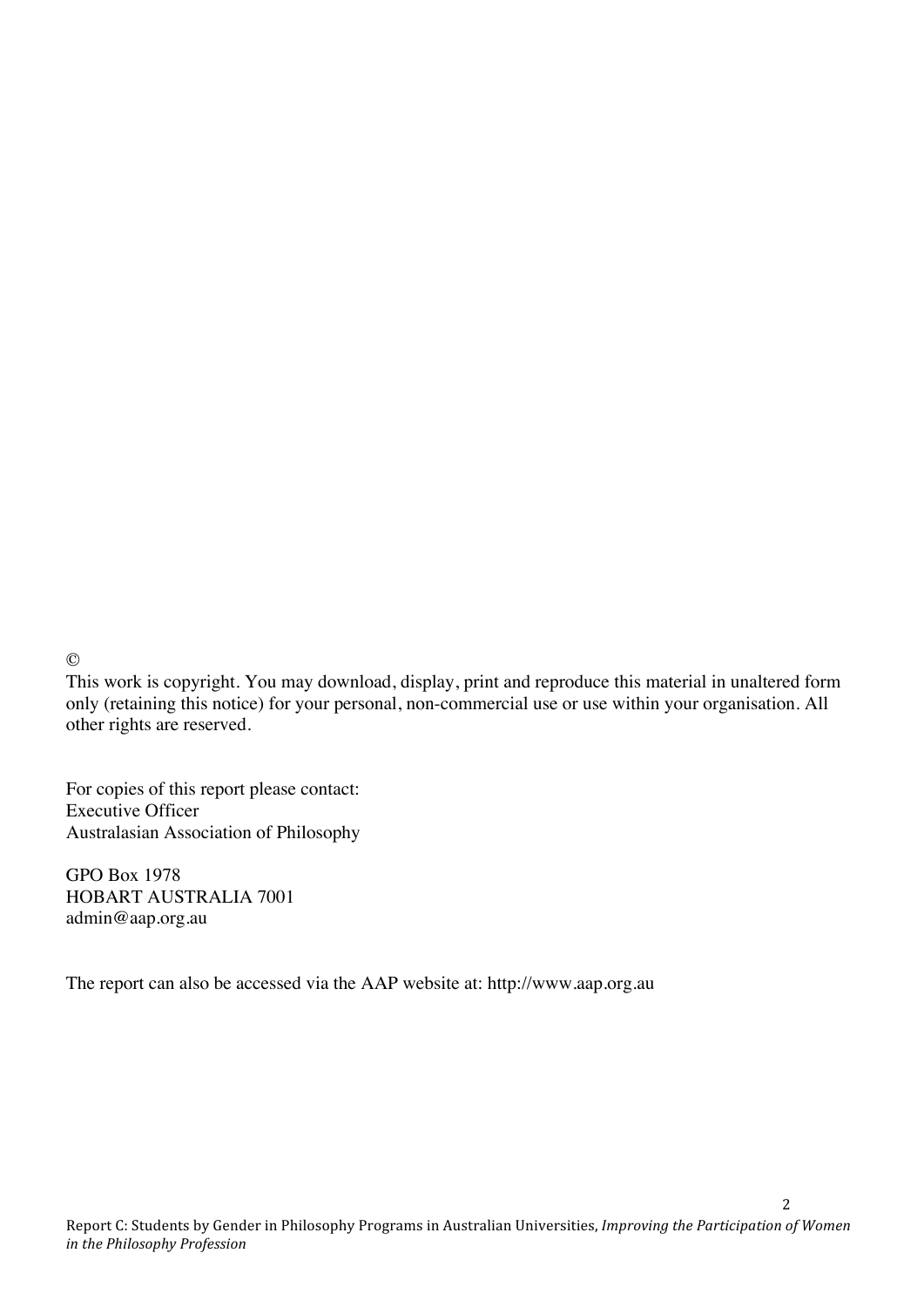©

This work is copyright. You may download, display, print and reproduce this material in unaltered form only (retaining this notice) for your personal, non-commercial use or use within your organisation. All other rights are reserved.

For copies of this report please contact:
Executive Officer
Australasian Association of Philosophy

GPO Box 1978
HOBART AUSTRALIA 7001
admin@aap.org.au

The report can also be accessed via the AAP website at: http://www.aap.org.au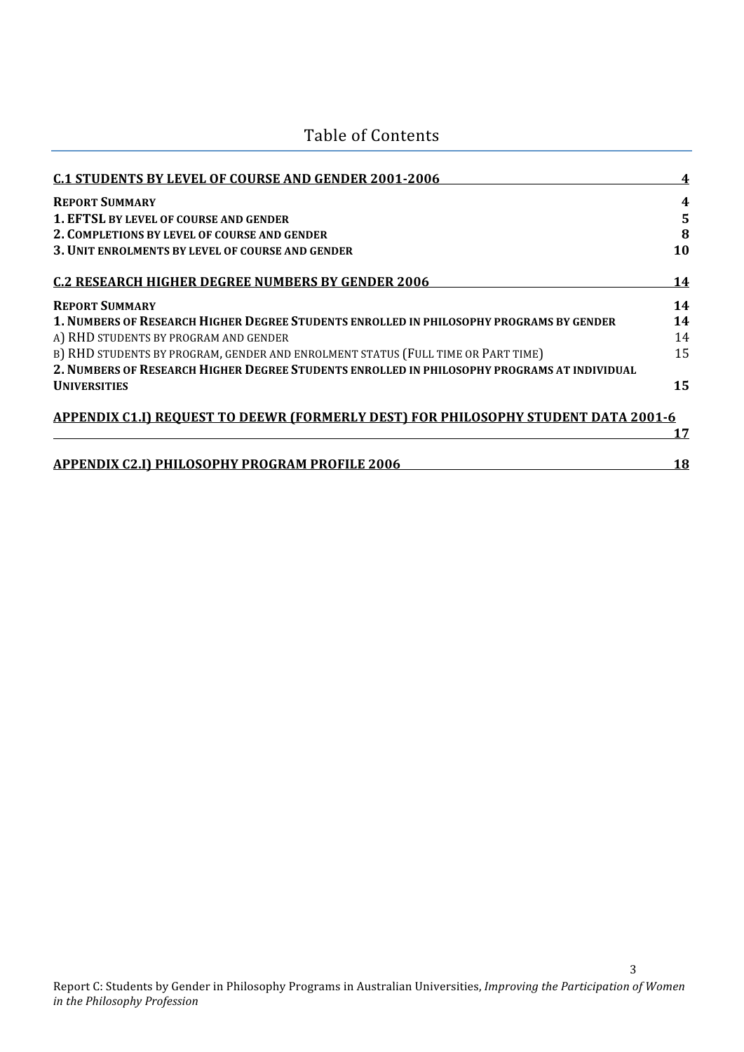# Table of Contents

**C.1 STUDENTS BY LEVEL OF COURSE AND GENDER 2001-2006** **4**

**REPORT SUMMARY** **4**
**1. EFTSL BY LEVEL OF COURSE AND GENDER** **5**
**2. COMPLETIONS BY LEVEL OF COURSE AND GENDER** **8**
**3. UNIT ENROLMENTS BY LEVEL OF COURSE AND GENDER** **10**

**C.2 RESEARCH HIGHER DEGREE NUMBERS BY GENDER 2006** **14**

**REPORT SUMMARY** **14**
**1. NUMBERS OF RESEARCH HIGHER DEGREE STUDENTS ENROLLED IN PHILOSOPHY PROGRAMS BY GENDER** **14**
A) RHD STUDENTS BY PROGRAM AND GENDER 14
B) RHD STUDENTS BY PROGRAM, GENDER AND ENROLMENT STATUS (FULL TIME OR PART TIME) 15
**2. NUMBERS OF RESEARCH HIGHER DEGREE STUDENTS ENROLLED IN PHILOSOPHY PROGRAMS AT INDIVIDUAL UNIVERSITIES** **15**

**APPENDIX C1.I) REQUEST TO DEEWR (FORMERLY DEST) FOR PHILOSOPHY STUDENT DATA 2001-6** **17**

**APPENDIX C2.I) PHILOSOPHY PROGRAM PROFILE 2006** **18**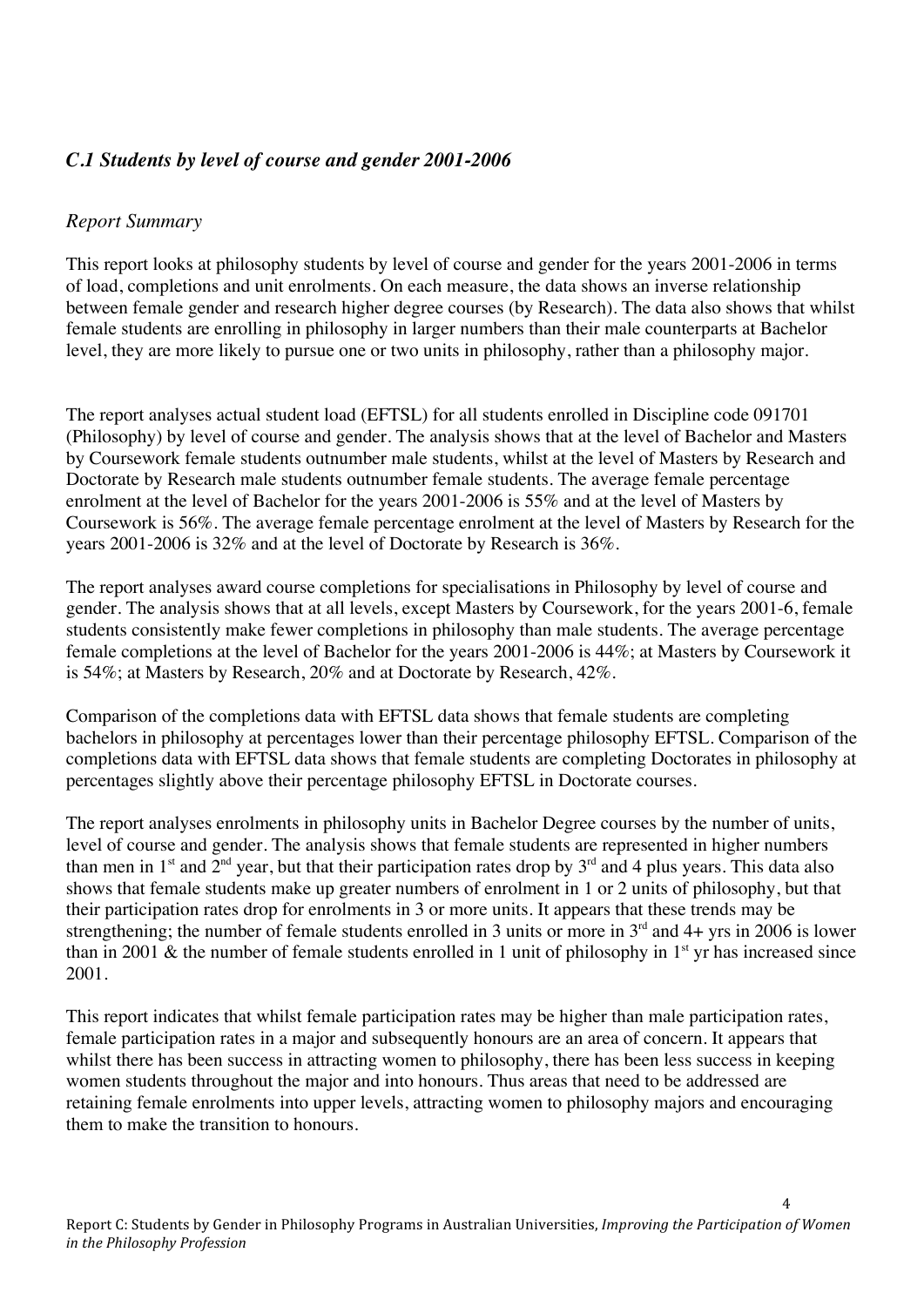## *C.1 Students by level of course and gender 2001-2006*

### *Report Summary*

This report looks at philosophy students by level of course and gender for the years 2001-2006 in terms of load, completions and unit enrolments. On each measure, the data shows an inverse relationship between female gender and research higher degree courses (by Research). The data also shows that whilst female students are enrolling in philosophy in larger numbers than their male counterparts at Bachelor level, they are more likely to pursue one or two units in philosophy, rather than a philosophy major.

The report analyses actual student load (EFTSL) for all students enrolled in Discipline code 091701 (Philosophy) by level of course and gender. The analysis shows that at the level of Bachelor and Masters by Coursework female students outnumber male students, whilst at the level of Masters by Research and Doctorate by Research male students outnumber female students. The average female percentage enrolment at the level of Bachelor for the years 2001-2006 is 55% and at the level of Masters by Coursework is 56%. The average female percentage enrolment at the level of Masters by Research for the years 2001-2006 is 32% and at the level of Doctorate by Research is 36%.

The report analyses award course completions for specialisations in Philosophy by level of course and gender. The analysis shows that at all levels, except Masters by Coursework, for the years 2001-6, female students consistently make fewer completions in philosophy than male students. The average percentage female completions at the level of Bachelor for the years 2001-2006 is 44%; at Masters by Coursework it is 54%; at Masters by Research, 20% and at Doctorate by Research, 42%.

Comparison of the completions data with EFTSL data shows that female students are completing bachelors in philosophy at percentages lower than their percentage philosophy EFTSL. Comparison of the completions data with EFTSL data shows that female students are completing Doctorates in philosophy at percentages slightly above their percentage philosophy EFTSL in Doctorate courses.

The report analyses enrolments in philosophy units in Bachelor Degree courses by the number of units, level of course and gender. The analysis shows that female students are represented in higher numbers than men in 1st and 2nd year, but that their participation rates drop by 3rd and 4 plus years. This data also shows that female students make up greater numbers of enrolment in 1 or 2 units of philosophy, but that their participation rates drop for enrolments in 3 or more units. It appears that these trends may be strengthening; the number of female students enrolled in 3 units or more in 3rd and 4+ yrs in 2006 is lower than in 2001 & the number of female students enrolled in 1 unit of philosophy in 1st yr has increased since 2001.

This report indicates that whilst female participation rates may be higher than male participation rates, female participation rates in a major and subsequently honours are an area of concern. It appears that whilst there has been success in attracting women to philosophy, there has been less success in keeping women students throughout the major and into honours. Thus areas that need to be addressed are retaining female enrolments into upper levels, attracting women to philosophy majors and encouraging them to make the transition to honours.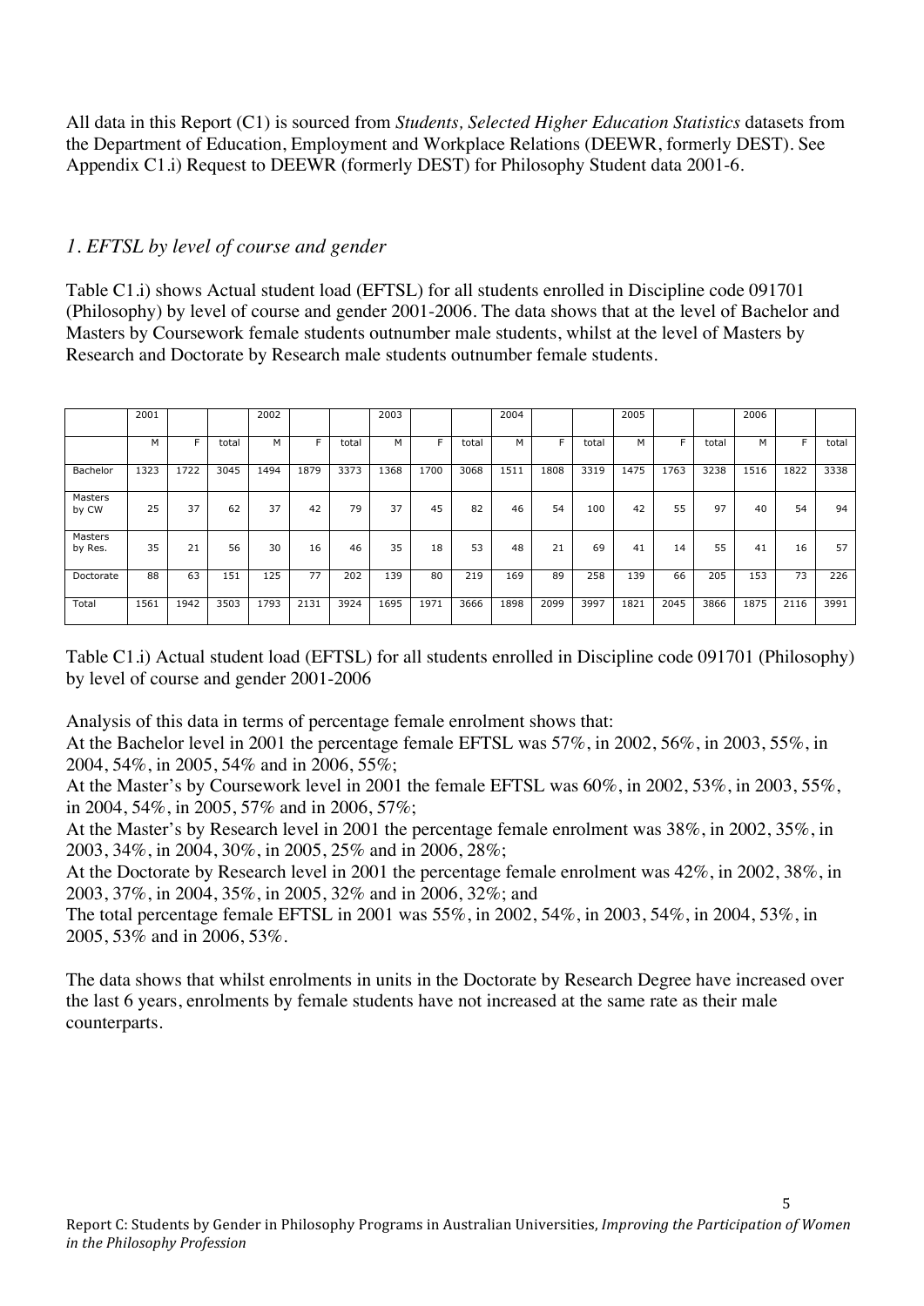All data in this Report (C1) is sourced from *Students, Selected Higher Education Statistics* datasets from the Department of Education, Employment and Workplace Relations (DEEWR, formerly DEST). See Appendix C1.i) Request to DEEWR (formerly DEST) for Philosophy Student data 2001-6.

## *1. EFTSL by level of course and gender*

Table C1.i) shows Actual student load (EFTSL) for all students enrolled in Discipline code 091701 (Philosophy) by level of course and gender 2001-2006. The data shows that at the level of Bachelor and Masters by Coursework female students outnumber male students, whilst at the level of Masters by Research and Doctorate by Research male students outnumber female students.

| | 2001 | | | 2002 | | | 2003 | | | 2004 | | | 2005 | | | 2006 | | |
|---|---|---|---|---|---|---|---|---|---|---|---|---|---|---|---|---|---|---|
| | M | F | total | M | F | total | M | F | total | M | F | total | M | F | total | M | F | total |
| Bachelor | 1323 | 1722 | 3045 | 1494 | 1879 | 3373 | 1368 | 1700 | 3068 | 1511 | 1808 | 3319 | 1475 | 1763 | 3238 | 1516 | 1822 | 3338 |
| Masters by CW | 25 | 37 | 62 | 37 | 42 | 79 | 37 | 45 | 82 | 46 | 54 | 100 | 42 | 55 | 97 | 40 | 54 | 94 |
| Masters by Res. | 35 | 21 | 56 | 30 | 16 | 46 | 35 | 18 | 53 | 48 | 21 | 69 | 41 | 14 | 55 | 41 | 16 | 57 |
| Doctorate | 88 | 63 | 151 | 125 | 77 | 202 | 139 | 80 | 219 | 169 | 89 | 258 | 139 | 66 | 205 | 153 | 73 | 226 |
| Total | 1561 | 1942 | 3503 | 1793 | 2131 | 3924 | 1695 | 1971 | 3666 | 1898 | 2099 | 3997 | 1821 | 2045 | 3866 | 1875 | 2116 | 3991 |

Table C1.i) Actual student load (EFTSL) for all students enrolled in Discipline code 091701 (Philosophy) by level of course and gender 2001-2006

Analysis of this data in terms of percentage female enrolment shows that:

At the Bachelor level in 2001 the percentage female EFTSL was 57%, in 2002, 56%, in 2003, 55%, in 2004, 54%, in 2005, 54% and in 2006, 55%;

At the Master's by Coursework level in 2001 the female EFTSL was 60%, in 2002, 53%, in 2003, 55%, in 2004, 54%, in 2005, 57% and in 2006, 57%;

At the Master's by Research level in 2001 the percentage female enrolment was 38%, in 2002, 35%, in 2003, 34%, in 2004, 30%, in 2005, 25% and in 2006, 28%;

At the Doctorate by Research level in 2001 the percentage female enrolment was 42%, in 2002, 38%, in 2003, 37%, in 2004, 35%, in 2005, 32% and in 2006, 32%; and

The total percentage female EFTSL in 2001 was 55%, in 2002, 54%, in 2003, 54%, in 2004, 53%, in 2005, 53% and in 2006, 53%.

The data shows that whilst enrolments in units in the Doctorate by Research Degree have increased over the last 6 years, enrolments by female students have not increased at the same rate as their male counterparts.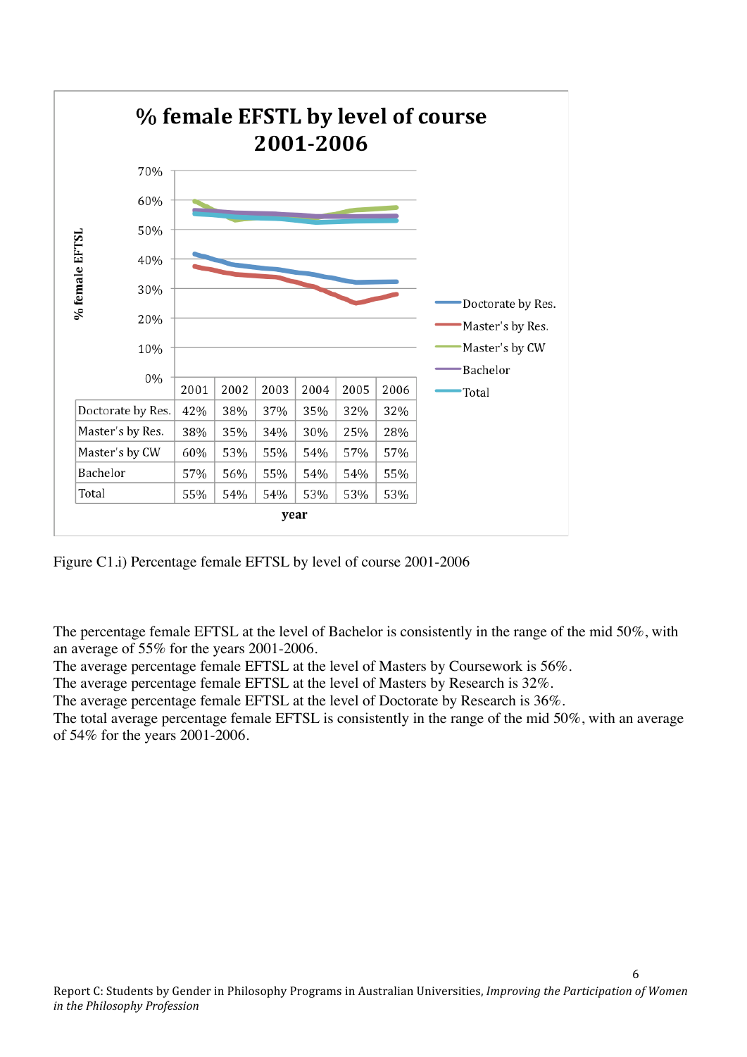% female EFSTL by level of course 2001-2006

70%
60%
50%
40%
30%
20%
10%
0%

% female EFTSL

Doctorate by Res.
Master's by Res.
Master's by CW
Bachelor
Total

| | 2001 | 2002 | 2003 | 2004 | 2005 | 2006 |
|---|---|---|---|---|---|---|
| Doctorate by Res. | 42% | 38% | 37% | 35% | 32% | 32% |
| Master's by Res. | 38% | 35% | 34% | 30% | 25% | 28% |
| Master's by CW | 60% | 53% | 55% | 54% | 57% | 57% |
| Bachelor | 57% | 56% | 55% | 54% | 54% | 55% |
| Total | 55% | 54% | 54% | 53% | 53% | 53% |

year

Figure C1.i) Percentage female EFTSL by level of course 2001-2006

The percentage female EFTSL at the level of Bachelor is consistently in the range of the mid 50%, with an average of 55% for the years 2001-2006.
The average percentage female EFTSL at the level of Masters by Coursework is 56%.
The average percentage female EFTSL at the level of Masters by Research is 32%.
The average percentage female EFTSL at the level of Doctorate by Research is 36%.
The total average percentage female EFTSL is consistently in the range of the mid 50%, with an average of 54% for the years 2001-2006.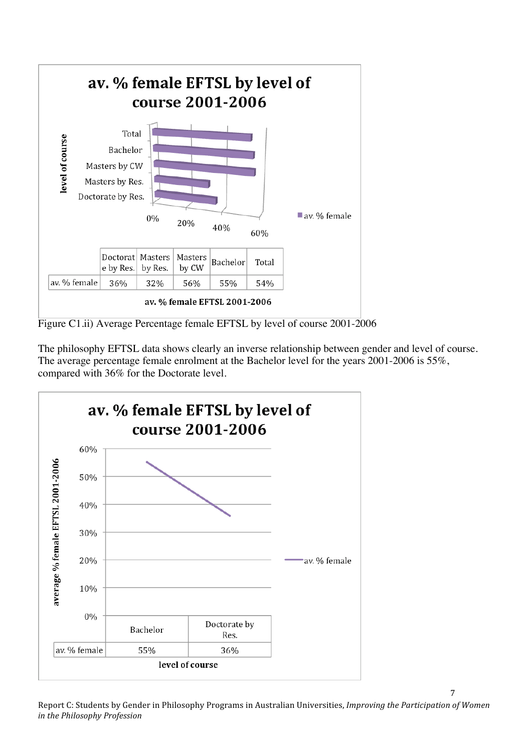av. % female EFTSL by level of course 2001-2006

level of course

Total
Bachelor
Masters by CW
Masters by Res.
Doctorate by Res.

0%
20%
40%
60%

av. % female

| | Doctorate by Res. | Masters by Res. | Masters by CW | Bachelor | Total |
|---|---|---|---|---|---|
| av. % female | 36% | 32% | 56% | 55% | 54% |

av. % female EFTSL 2001-2006

Figure C1.ii) Average Percentage female EFTSL by level of course 2001-2006

The philosophy EFTSL data shows clearly an inverse relationship between gender and level of course. The average percentage female enrolment at the Bachelor level for the years 2001-2006 is 55%, compared with 36% for the Doctorate level.

av. % female EFTSL by level of course 2001-2006

average % female EFTSL 2001-2006

60%
50%
40%
30%
20%
10%
0%

av. % female

| | Bachelor | Doctorate by Res. |
|---|---|---|
| av. % female | 55% | 36% |

level of course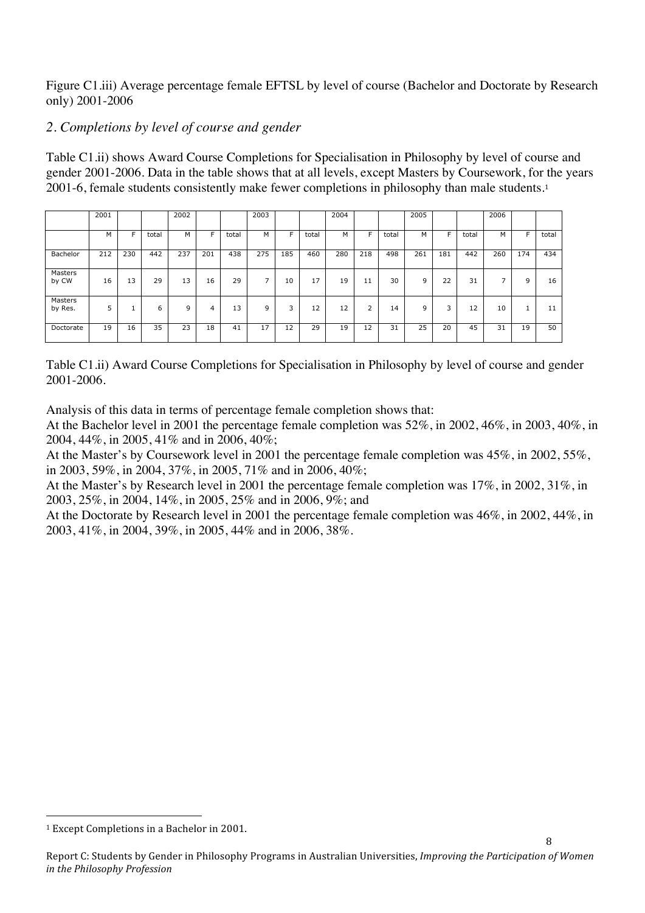Figure C1.iii) Average percentage female EFTSL by level of course (Bachelor and Doctorate by Research only) 2001-2006

## *2. Completions by level of course and gender*

Table C1.ii) shows Award Course Completions for Specialisation in Philosophy by level of course and gender 2001-2006. Data in the table shows that at all levels, except Masters by Coursework, for the years 2001-6, female students consistently make fewer completions in philosophy than male students.[1]

| | 2001 | | | 2002 | | | 2003 | | | 2004 | | | 2005 | | | 2006 | | |
|---|---|---|---|---|---|---|---|---|---|---|---|---|---|---|---|---|---|---|
| | M | F | total | M | F | total | M | F | total | M | F | total | M | F | total | M | F | total |
| Bachelor | 212 | 230 | 442 | 237 | 201 | 438 | 275 | 185 | 460 | 280 | 218 | 498 | 261 | 181 | 442 | 260 | 174 | 434 |
| Masters by CW | 16 | 13 | 29 | 13 | 16 | 29 | 7 | 10 | 17 | 19 | 11 | 30 | 9 | 22 | 31 | 7 | 9 | 16 |
| Masters by Res. | 5 | 1 | 6 | 9 | 4 | 13 | 9 | 3 | 12 | 12 | 2 | 14 | 9 | 3 | 12 | 10 | 1 | 11 |
| Doctorate | 19 | 16 | 35 | 23 | 18 | 41 | 17 | 12 | 29 | 19 | 12 | 31 | 25 | 20 | 45 | 31 | 19 | 50 |

Table C1.ii) Award Course Completions for Specialisation in Philosophy by level of course and gender 2001-2006.

Analysis of this data in terms of percentage female completion shows that:

At the Bachelor level in 2001 the percentage female completion was 52%, in 2002, 46%, in 2003, 40%, in 2004, 44%, in 2005, 41% and in 2006, 40%;

At the Master's by Coursework level in 2001 the percentage female completion was 45%, in 2002, 55%, in 2003, 59%, in 2004, 37%, in 2005, 71% and in 2006, 40%;

At the Master's by Research level in 2001 the percentage female completion was 17%, in 2002, 31%, in 2003, 25%, in 2004, 14%, in 2005, 25% and in 2006, 9%; and

At the Doctorate by Research level in 2001 the percentage female completion was 46%, in 2002, 44%, in 2003, 41%, in 2004, 39%, in 2005, 44% and in 2006, 38%.

[1] Except Completions in a Bachelor in 2001.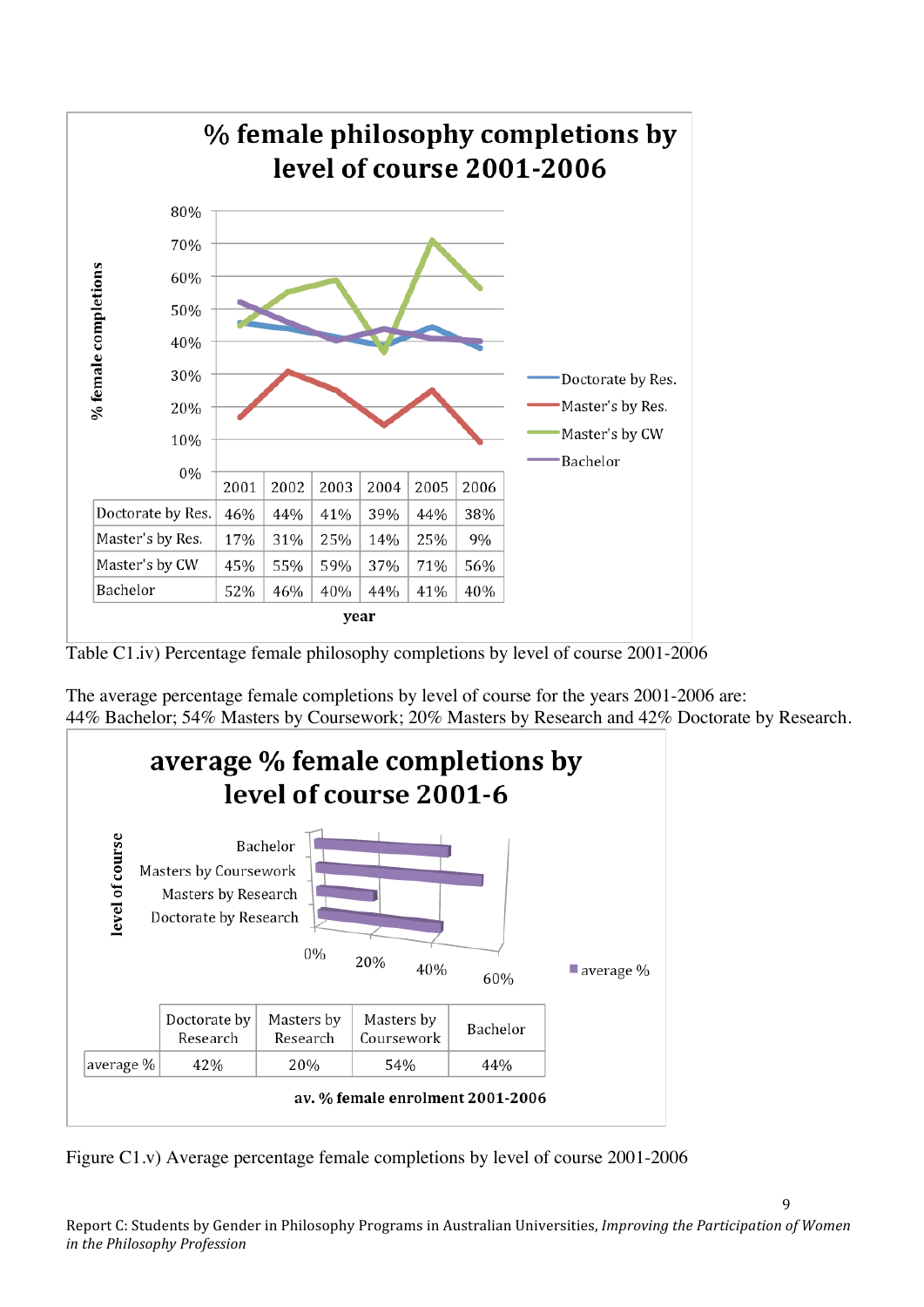% female philosophy completions by level of course 2001-2006

80%
70%
60%
50%
40%
30%
20%
10%
0%

% female completions

| | 2001 | 2002 | 2003 | 2004 | 2005 | 2006 |
|---|---|---|---|---|---|---|
| Doctorate by Res. | 46% | 44% | 41% | 39% | 44% | 38% |
| Master's by Res. | 17% | 31% | 25% | 14% | 25% | 9% |
| Master's by CW | 45% | 55% | 59% | 37% | 71% | 56% |
| Bachelor | 52% | 46% | 40% | 44% | 41% | 40% |

year

Doctorate by Res.
Master's by Res.
Master's by CW
Bachelor

Table C1.iv) Percentage female philosophy completions by level of course 2001-2006

The average percentage female completions by level of course for the years 2001-2006 are: 44% Bachelor; 54% Masters by Coursework; 20% Masters by Research and 42% Doctorate by Research.

average % female completions by level of course 2001-6

level of course

Bachelor
Masters by Coursework
Masters by Research
Doctorate by Research

0%
20%
40%
60%

average %

| | Doctorate by Research | Masters by Research | Masters by Coursework | Bachelor |
|---|---|---|---|---|
| average % | 42% | 20% | 54% | 44% |

av. % female enrolment 2001-2006

Figure C1.v) Average percentage female completions by level of course 2001-2006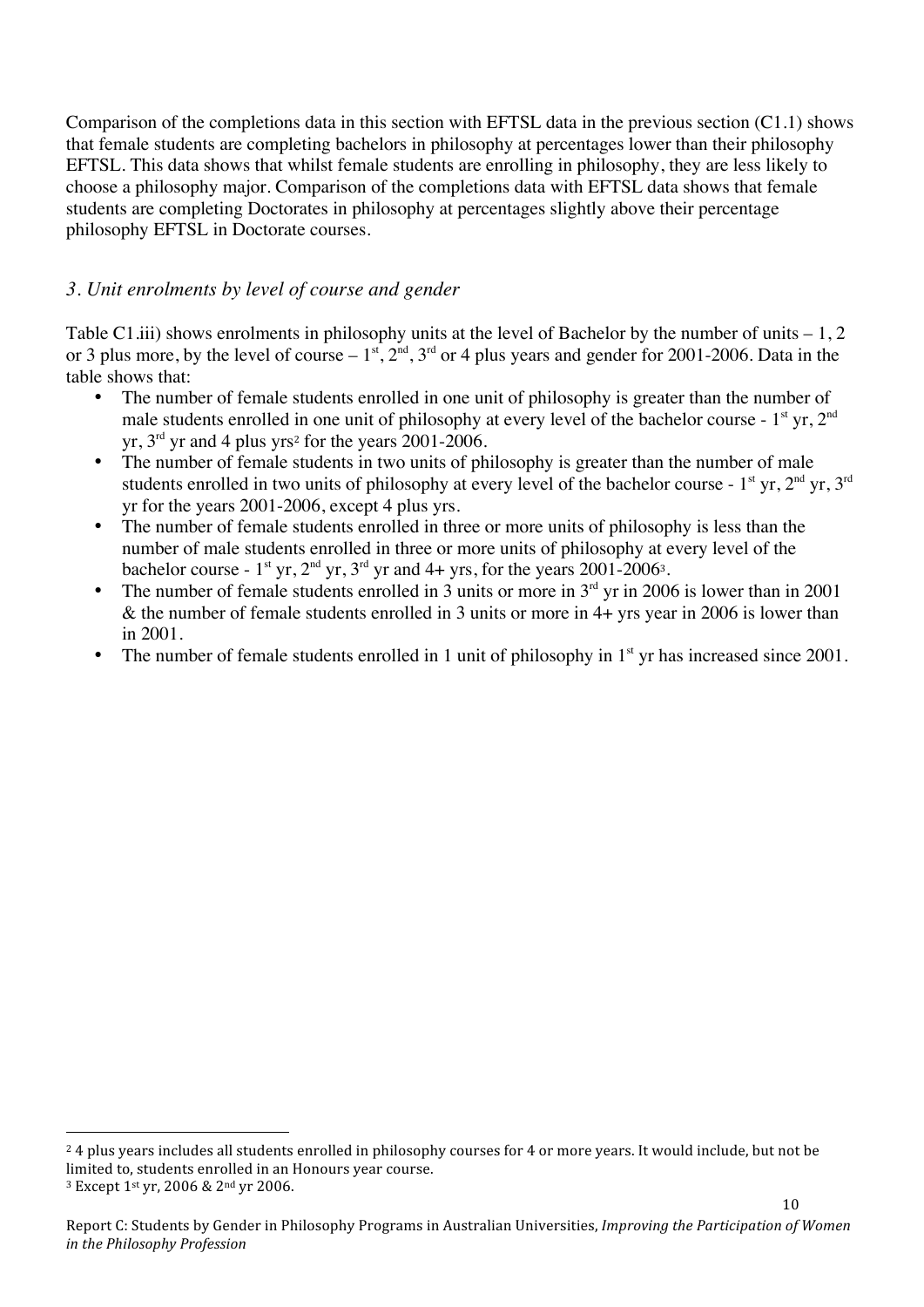Comparison of the completions data in this section with EFTSL data in the previous section (C1.1) shows that female students are completing bachelors in philosophy at percentages lower than their philosophy EFTSL. This data shows that whilst female students are enrolling in philosophy, they are less likely to choose a philosophy major. Comparison of the completions data with EFTSL data shows that female students are completing Doctorates in philosophy at percentages slightly above their percentage philosophy EFTSL in Doctorate courses.

### *3. Unit enrolments by level of course and gender*

Table C1.iii) shows enrolments in philosophy units at the level of Bachelor by the number of units – 1, 2 or 3 plus more, by the level of course – 1st, 2nd, 3rd or 4 plus years and gender for 2001-2006. Data in the table shows that:

- The number of female students enrolled in one unit of philosophy is greater than the number of male students enrolled in one unit of philosophy at every level of the bachelor course - 1st yr, 2nd yr, 3rd yr and 4 plus yrs[2] for the years 2001-2006.
- The number of female students in two units of philosophy is greater than the number of male students enrolled in two units of philosophy at every level of the bachelor course - 1st yr, 2nd yr, 3rd yr for the years 2001-2006, except 4 plus yrs.
- The number of female students enrolled in three or more units of philosophy is less than the number of male students enrolled in three or more units of philosophy at every level of the bachelor course - 1st yr, 2nd yr, 3rd yr and 4+ yrs, for the years 2001-2006[3].
- The number of female students enrolled in 3 units or more in 3rd yr in 2006 is lower than in 2001 & the number of female students enrolled in 3 units or more in 4+ yrs year in 2006 is lower than in 2001.
- The number of female students enrolled in 1 unit of philosophy in 1st yr has increased since 2001.

---

[2] 4 plus years includes all students enrolled in philosophy courses for 4 or more years. It would include, but not be limited to, students enrolled in an Honours year course.

[3] Except 1st yr, 2006 & 2nd yr 2006.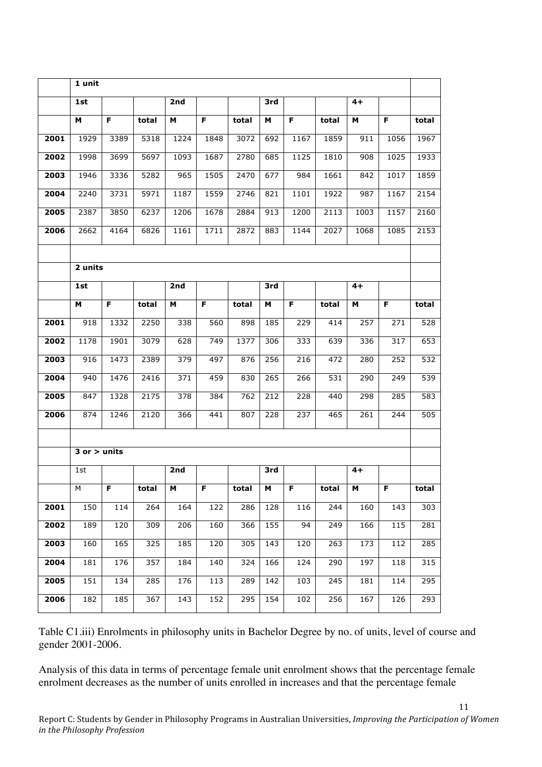| | 1 unit | | | | | | | | | | | |
|---|---|---|---|---|---|---|---|---|---|---|---|---|
| | 1st | | | 2nd | | | 3rd | | | 4+ | | |
| | M | F | total | M | F | total | M | F | total | M | F | total |
| 2001 | 1929 | 3389 | 5318 | 1224 | 1848 | 3072 | 692 | 1167 | 1859 | 911 | 1056 | 1967 |
| 2002 | 1998 | 3699 | 5697 | 1093 | 1687 | 2780 | 685 | 1125 | 1810 | 908 | 1025 | 1933 |
| 2003 | 1946 | 3336 | 5282 | 965 | 1505 | 2470 | 677 | 984 | 1661 | 842 | 1017 | 1859 |
| 2004 | 2240 | 3731 | 5971 | 1187 | 1559 | 2746 | 821 | 1101 | 1922 | 987 | 1167 | 2154 |
| 2005 | 2387 | 3850 | 6237 | 1206 | 1678 | 2884 | 913 | 1200 | 2113 | 1003 | 1157 | 2160 |
| 2006 | 2662 | 4164 | 6826 | 1161 | 1711 | 2872 | 883 | 1144 | 2027 | 1068 | 1085 | 2153 |
| | | | | | | | | | | | | |
| | 2 units | | | | | | | | | | | |
| | 1st | | | 2nd | | | 3rd | | | 4+ | | |
| | M | F | total | M | F | total | M | F | total | M | F | total |
| 2001 | 918 | 1332 | 2250 | 338 | 560 | 898 | 185 | 229 | 414 | 257 | 271 | 528 |
| 2002 | 1178 | 1901 | 3079 | 628 | 749 | 1377 | 306 | 333 | 639 | 336 | 317 | 653 |
| 2003 | 916 | 1473 | 2389 | 379 | 497 | 876 | 256 | 216 | 472 | 280 | 252 | 532 |
| 2004 | 940 | 1476 | 2416 | 371 | 459 | 830 | 265 | 266 | 531 | 290 | 249 | 539 |
| 2005 | 847 | 1328 | 2175 | 378 | 384 | 762 | 212 | 228 | 440 | 298 | 285 | 583 |
| 2006 | 874 | 1246 | 2120 | 366 | 441 | 807 | 228 | 237 | 465 | 261 | 244 | 505 |
| | | | | | | | | | | | | |
| | 3 or > units | | | | | | | | | | | |
| | 1st | | | 2nd | | | 3rd | | | 4+ | | |
| | M | F | total | M | F | total | M | F | total | M | F | total |
| 2001 | 150 | 114 | 264 | 164 | 122 | 286 | 128 | 116 | 244 | 160 | 143 | 303 |
| 2002 | 189 | 120 | 309 | 206 | 160 | 366 | 155 | 94 | 249 | 166 | 115 | 281 |
| 2003 | 160 | 165 | 325 | 185 | 120 | 305 | 143 | 120 | 263 | 173 | 112 | 285 |
| 2004 | 181 | 176 | 357 | 184 | 140 | 324 | 166 | 124 | 290 | 197 | 118 | 315 |
| 2005 | 151 | 134 | 285 | 176 | 113 | 289 | 142 | 103 | 245 | 181 | 114 | 295 |
| 2006 | 182 | 185 | 367 | 143 | 152 | 295 | 154 | 102 | 256 | 167 | 126 | 293 |

Table C1.iii) Enrolments in philosophy units in Bachelor Degree by no. of units, level of course and gender 2001-2006.

Analysis of this data in terms of percentage female unit enrolment shows that the percentage female enrolment decreases as the number of units enrolled in increases and that the percentage female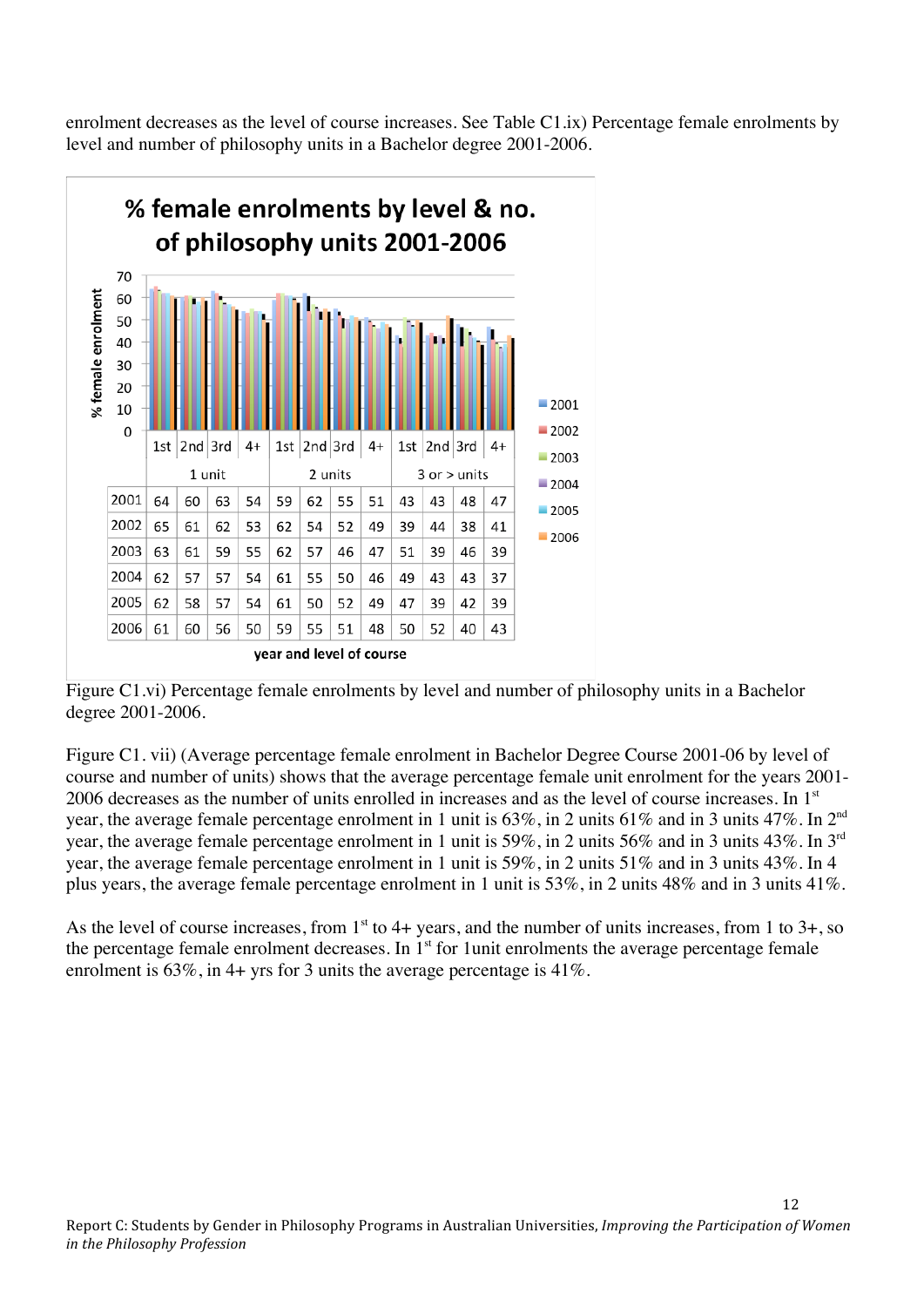enrolment decreases as the level of course increases. See Table C1.ix) Percentage female enrolments by level and number of philosophy units in a Bachelor degree 2001-2006.

% female enrolments by level & no. of philosophy units 2001-2006

% female enrolment

70
60
50
40
30
20
10
0

1st 2nd 3rd 4+ 1st 2nd 3rd 4+ 1st 2nd 3rd 4+

1 unit | 2 units | 3 or > units

2001 64 60 63 54 59 62 55 51 43 43 48 47

2002 65 61 62 53 62 54 52 49 39 44 38 41

2003 63 61 59 55 62 57 46 47 51 39 46 39

2004 62 57 57 54 61 55 50 46 49 43 43 37

2005 62 58 57 54 61 50 52 49 47 39 42 39

2006 61 60 56 50 59 55 51 48 50 52 40 43

year and level of course

2001
2002
2003
2004
2005
2006

Figure C1.vi) Percentage female enrolments by level and number of philosophy units in a Bachelor degree 2001-2006.

Figure C1. vii) (Average percentage female enrolment in Bachelor Degree Course 2001-06 by level of course and number of units) shows that the average percentage female unit enrolment for the years 2001-2006 decreases as the number of units enrolled in increases and as the level of course increases. In 1st year, the average female percentage enrolment in 1 unit is 63%, in 2 units 61% and in 3 units 47%. In 2nd year, the average female percentage enrolment in 1 unit is 59%, in 2 units 56% and in 3 units 43%. In 3rd year, the average female percentage enrolment in 1 unit is 59%, in 2 units 51% and in 3 units 43%. In 4 plus years, the average female percentage enrolment in 1 unit is 53%, in 2 units 48% and in 3 units 41%.

As the level of course increases, from 1st to 4+ years, and the number of units increases, from 1 to 3+, so the percentage female enrolment decreases. In 1st for 1unit enrolments the average percentage female enrolment is 63%, in 4+ yrs for 3 units the average percentage is 41%.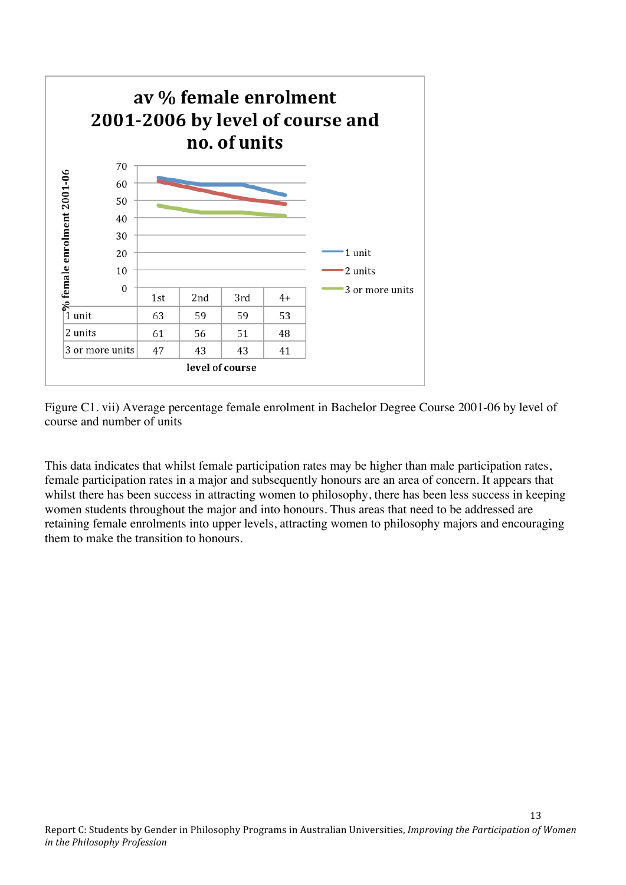av % female enrolment 2001-2006 by level of course and no. of units

% female enrolment 2001-06

70
60
50
40
30
20
10
0

1st 2nd 3rd 4+

1 unit 63 59 59 53

2 units 61 56 51 48

3 or more units 47 43 43 41

level of course

1 unit
2 units
3 or more units

Figure C1. vii) Average percentage female enrolment in Bachelor Degree Course 2001-06 by level of course and number of units

This data indicates that whilst female participation rates may be higher than male participation rates, female participation rates in a major and subsequently honours are an area of concern. It appears that whilst there has been success in attracting women to philosophy, there has been less success in keeping women students throughout the major and into honours. Thus areas that need to be addressed are retaining female enrolments into upper levels, attracting women to philosophy majors and encouraging them to make the transition to honours.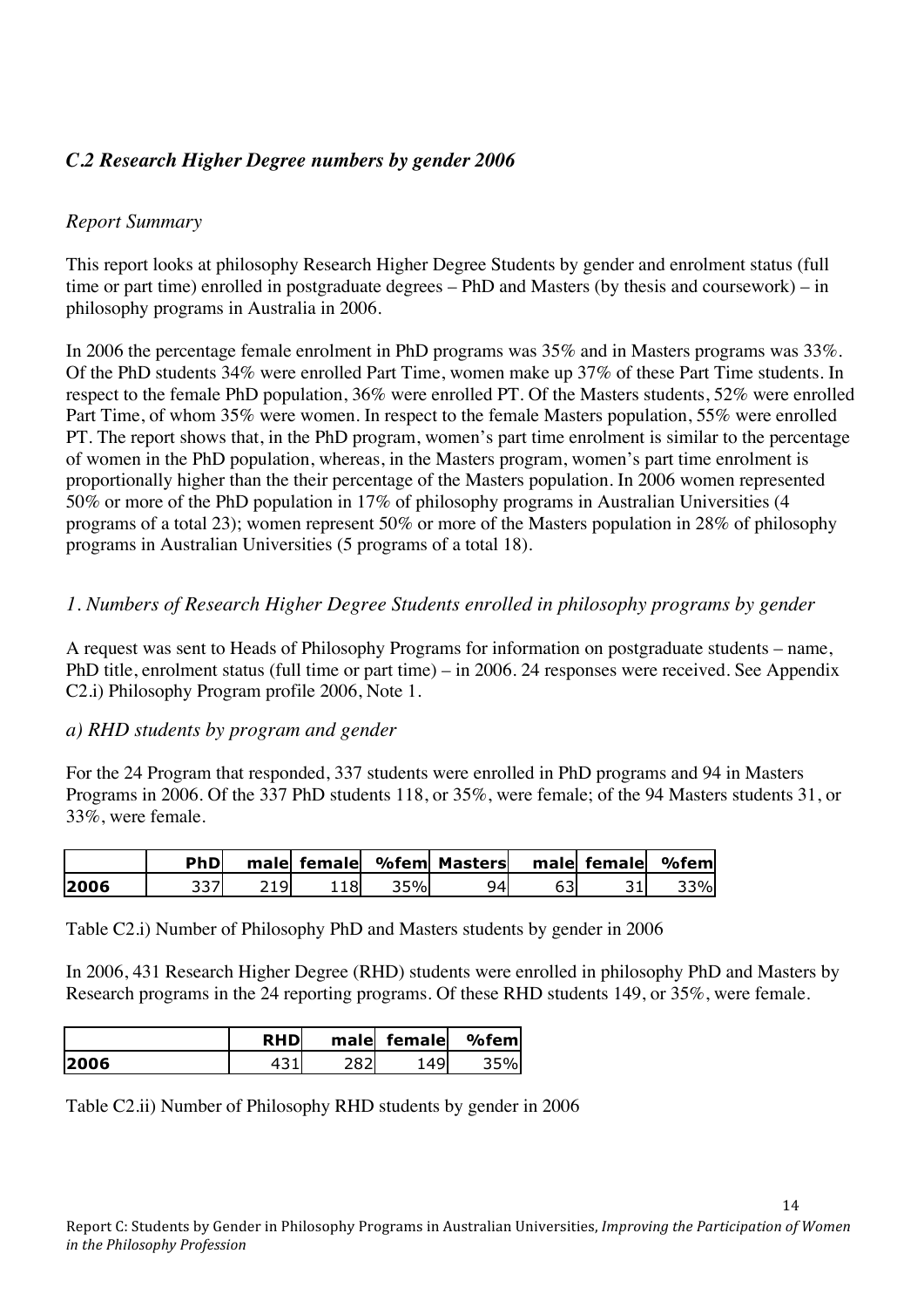## *C.2 Research Higher Degree numbers by gender 2006*

### *Report Summary*

This report looks at philosophy Research Higher Degree Students by gender and enrolment status (full time or part time) enrolled in postgraduate degrees – PhD and Masters (by thesis and coursework) – in philosophy programs in Australia in 2006.

In 2006 the percentage female enrolment in PhD programs was 35% and in Masters programs was 33%. Of the PhD students 34% were enrolled Part Time, women make up 37% of these Part Time students. In respect to the female PhD population, 36% were enrolled PT. Of the Masters students, 52% were enrolled Part Time, of whom 35% were women. In respect to the female Masters population, 55% were enrolled PT. The report shows that, in the PhD program, women's part time enrolment is similar to the percentage of women in the PhD population, whereas, in the Masters program, women's part time enrolment is proportionally higher than the their percentage of the Masters population. In 2006 women represented 50% or more of the PhD population in 17% of philosophy programs in Australian Universities (4 programs of a total 23); women represent 50% or more of the Masters population in 28% of philosophy programs in Australian Universities (5 programs of a total 18).

### *1. Numbers of Research Higher Degree Students enrolled in philosophy programs by gender*

A request was sent to Heads of Philosophy Programs for information on postgraduate students – name, PhD title, enrolment status (full time or part time) – in 2006. 24 responses were received. See Appendix C2.i) Philosophy Program profile 2006, Note 1.

#### *a) RHD students by program and gender*

For the 24 Program that responded, 337 students were enrolled in PhD programs and 94 in Masters Programs in 2006. Of the 337 PhD students 118, or 35%, were female; of the 94 Masters students 31, or 33%, were female.

| | PhD | male | female | %fem | Masters | male | female | %fem |
|---|---|---|---|---|---|---|---|---|
| **2006** | 337 | 219 | 118 | 35% | 94 | 63 | 31 | 33% |

Table C2.i) Number of Philosophy PhD and Masters students by gender in 2006

In 2006, 431 Research Higher Degree (RHD) students were enrolled in philosophy PhD and Masters by Research programs in the 24 reporting programs. Of these RHD students 149, or 35%, were female.

| | RHD | male | female | %fem |
|---|---|---|---|---|
| **2006** | 431 | 282 | 149 | 35% |

Table C2.ii) Number of Philosophy RHD students by gender in 2006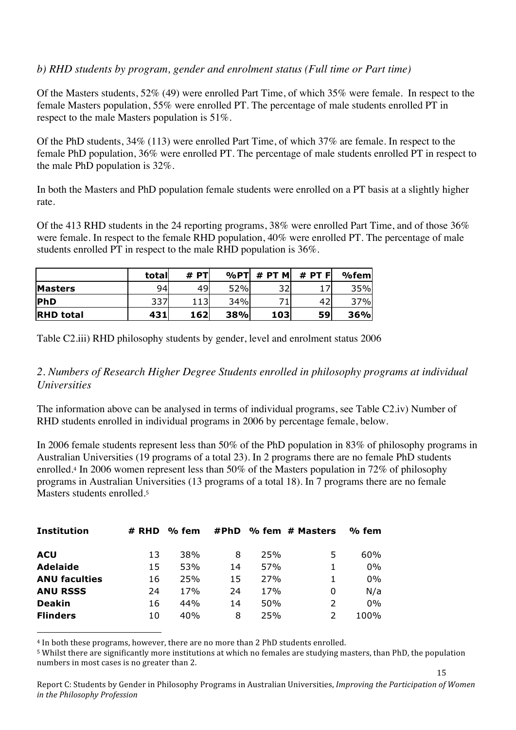*b) RHD students by program, gender and enrolment status (Full time or Part time)*

Of the Masters students, 52% (49) were enrolled Part Time, of which 35% were female. In respect to the female Masters population, 55% were enrolled PT. The percentage of male students enrolled PT in respect to the male Masters population is 51%.

Of the PhD students, 34% (113) were enrolled Part Time, of which 37% are female. In respect to the female PhD population, 36% were enrolled PT. The percentage of male students enrolled PT in respect to the male PhD population is 32%.

In both the Masters and PhD population female students were enrolled on a PT basis at a slightly higher rate.

Of the 413 RHD students in the 24 reporting programs, 38% were enrolled Part Time, and of those 36% were female. In respect to the female RHD population, 40% were enrolled PT. The percentage of male students enrolled PT in respect to the male RHD population is 36%.

| | total | # PT | %PT | # PT M | # PT F | %fem |
|---|---|---|---|---|---|---|
| **Masters** | 94 | 49 | 52% | 32 | 17 | 35% |
| **PhD** | 337 | 113 | 34% | 71 | 42 | 37% |
| **RHD total** | **431** | **162** | **38%** | **103** | **59** | **36%** |

Table C2.iii) RHD philosophy students by gender, level and enrolment status 2006

## *2. Numbers of Research Higher Degree Students enrolled in philosophy programs at individual Universities*

The information above can be analysed in terms of individual programs, see Table C2.iv) Number of RHD students enrolled in individual programs in 2006 by percentage female, below.

In 2006 female students represent less than 50% of the PhD population in 83% of philosophy programs in Australian Universities (19 programs of a total 23). In 2 programs there are no female PhD students enrolled.[4] In 2006 women represent less than 50% of the Masters population in 72% of philosophy programs in Australian Universities (13 programs of a total 18). In 7 programs there are no female Masters students enrolled.[5]

| Institution | # RHD | % fem | #PhD | % fem | # Masters | % fem |
|---|---|---|---|---|---|---|
| **ACU** | 13 | 38% | 8 | 25% | 5 | 60% |
| **Adelaide** | 15 | 53% | 14 | 57% | 1 | 0% |
| **ANU faculties** | 16 | 25% | 15 | 27% | 1 | 0% |
| **ANU RSSS** | 24 | 17% | 24 | 17% | 0 | N/a |
| **Deakin** | 16 | 44% | 14 | 50% | 2 | 0% |
| **Flinders** | 10 | 40% | 8 | 25% | 2 | 100% |

[4] In both these programs, however, there are no more than 2 PhD students enrolled.

[5] Whilst there are significantly more institutions at which no females are studying masters, than PhD, the population numbers in most cases is no greater than 2.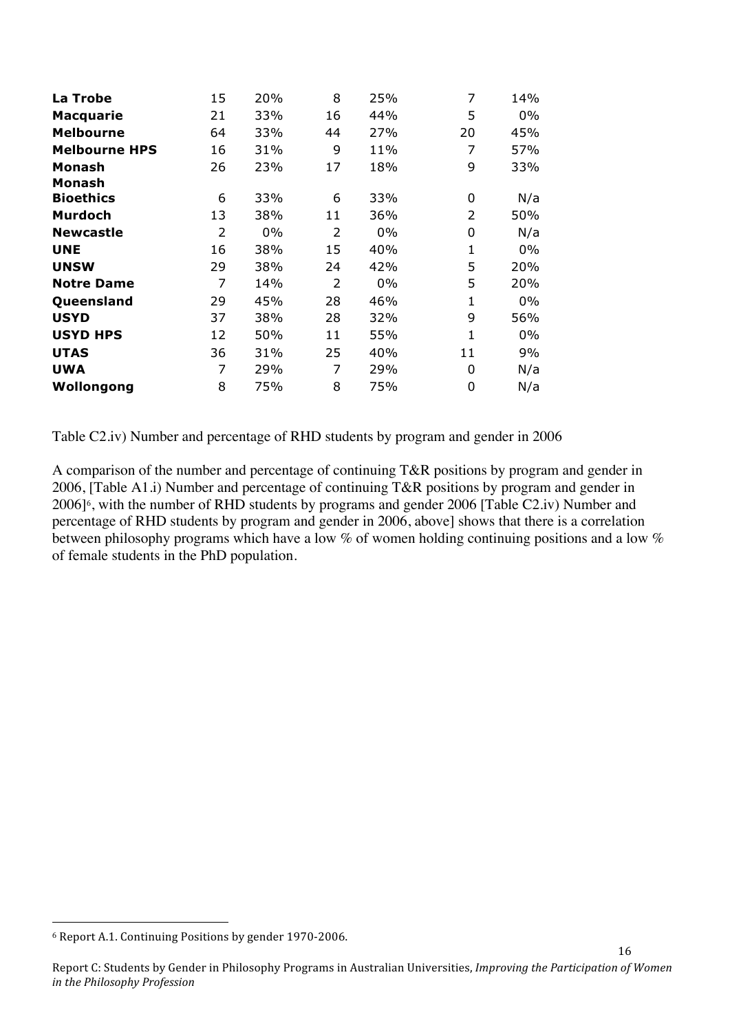| | | | | | | |
|---|---|---|---|---|---|---|
| **La Trobe** | 15 | 20% | 8 | 25% | 7 | 14% |
| **Macquarie** | 21 | 33% | 16 | 44% | 5 | 0% |
| **Melbourne** | 64 | 33% | 44 | 27% | 20 | 45% |
| **Melbourne HPS** | 16 | 31% | 9 | 11% | 7 | 57% |
| **Monash** | 26 | 23% | 17 | 18% | 9 | 33% |
| **Monash Bioethics** | 6 | 33% | 6 | 33% | 0 | N/a |
| **Murdoch** | 13 | 38% | 11 | 36% | 2 | 50% |
| **Newcastle** | 2 | 0% | 2 | 0% | 0 | N/a |
| **UNE** | 16 | 38% | 15 | 40% | 1 | 0% |
| **UNSW** | 29 | 38% | 24 | 42% | 5 | 20% |
| **Notre Dame** | 7 | 14% | 2 | 0% | 5 | 20% |
| **Queensland** | 29 | 45% | 28 | 46% | 1 | 0% |
| **USYD** | 37 | 38% | 28 | 32% | 9 | 56% |
| **USYD HPS** | 12 | 50% | 11 | 55% | 1 | 0% |
| **UTAS** | 36 | 31% | 25 | 40% | 11 | 9% |
| **UWA** | 7 | 29% | 7 | 29% | 0 | N/a |
| **Wollongong** | 8 | 75% | 8 | 75% | 0 | N/a |

Table C2.iv) Number and percentage of RHD students by program and gender in 2006

A comparison of the number and percentage of continuing T&R positions by program and gender in 2006, [Table A1.i) Number and percentage of continuing T&R positions by program and gender in 2006][6], with the number of RHD students by programs and gender 2006 [Table C2.iv) Number and percentage of RHD students by program and gender in 2006, above] shows that there is a correlation between philosophy programs which have a low % of women holding continuing positions and a low % of female students in the PhD population.

[6] Report A.1. Continuing Positions by gender 1970-2006.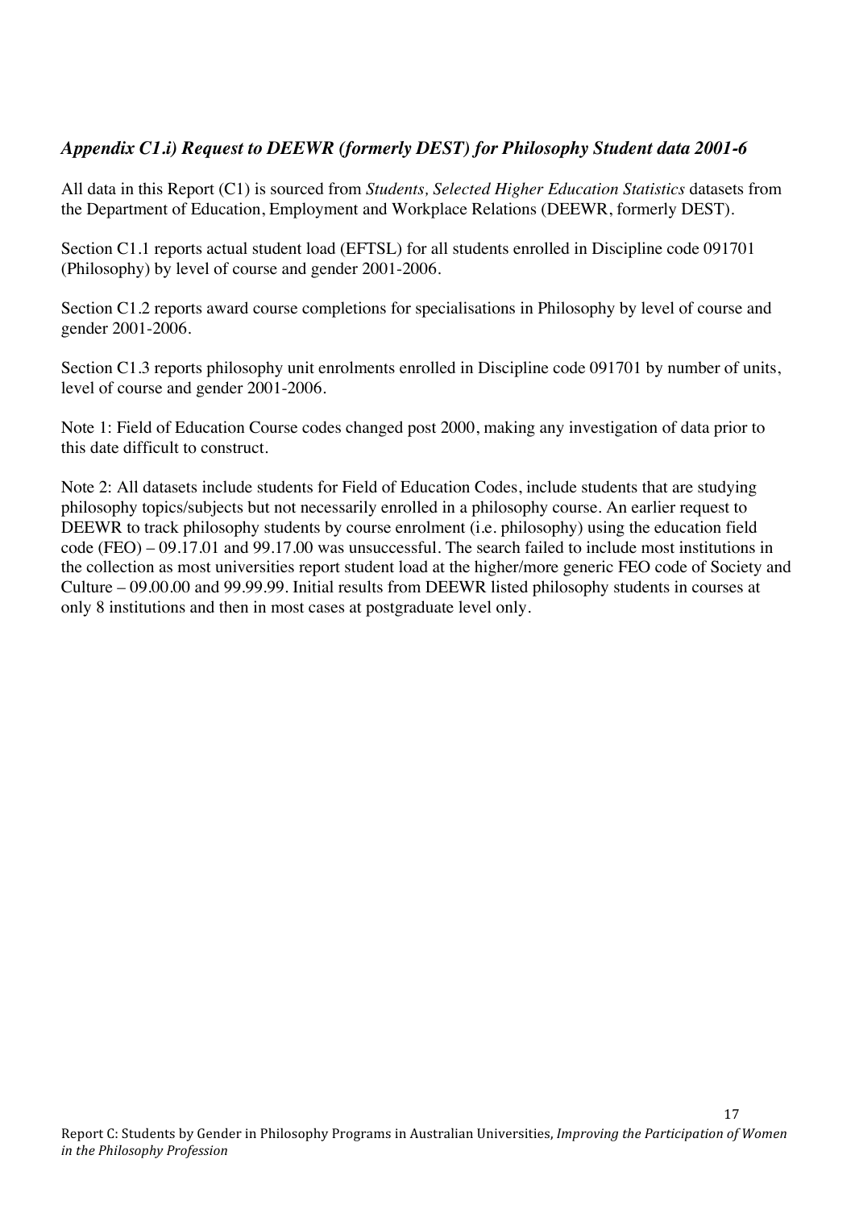### *Appendix C1.i) Request to DEEWR (formerly DEST) for Philosophy Student data 2001-6*

All data in this Report (C1) is sourced from *Students, Selected Higher Education Statistics* datasets from the Department of Education, Employment and Workplace Relations (DEEWR, formerly DEST).

Section C1.1 reports actual student load (EFTSL) for all students enrolled in Discipline code 091701 (Philosophy) by level of course and gender 2001-2006.

Section C1.2 reports award course completions for specialisations in Philosophy by level of course and gender 2001-2006.

Section C1.3 reports philosophy unit enrolments enrolled in Discipline code 091701 by number of units, level of course and gender 2001-2006.

Note 1: Field of Education Course codes changed post 2000, making any investigation of data prior to this date difficult to construct.

Note 2: All datasets include students for Field of Education Codes, include students that are studying philosophy topics/subjects but not necessarily enrolled in a philosophy course. An earlier request to DEEWR to track philosophy students by course enrolment (i.e. philosophy) using the education field code (FEO) – 09.17.01 and 99.17.00 was unsuccessful. The search failed to include most institutions in the collection as most universities report student load at the higher/more generic FEO code of Society and Culture – 09.00.00 and 99.99.99. Initial results from DEEWR listed philosophy students in courses at only 8 institutions and then in most cases at postgraduate level only.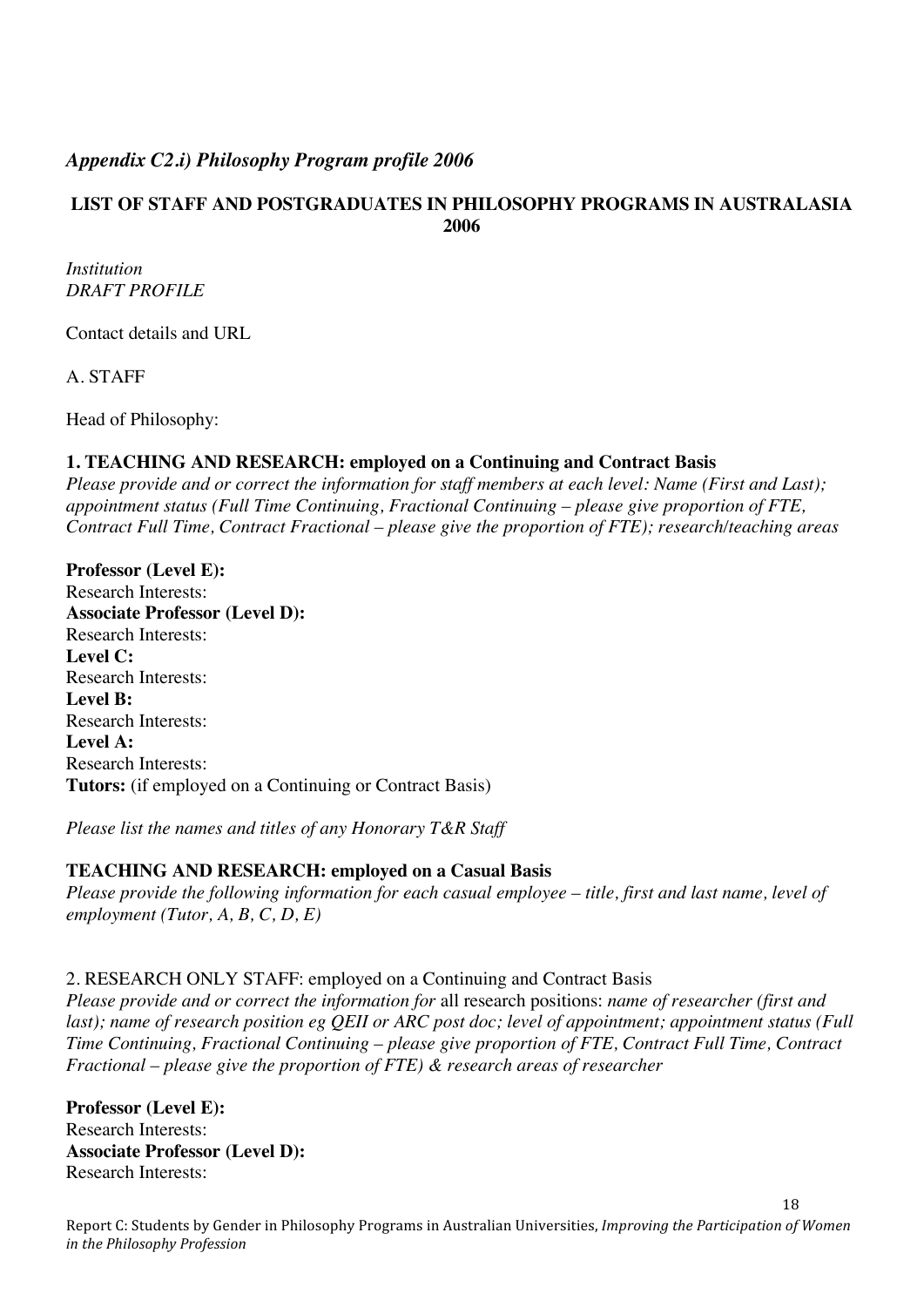## *Appendix C2.i) Philosophy Program profile 2006*

**LIST OF STAFF AND POSTGRADUATES IN PHILOSOPHY PROGRAMS IN AUSTRALASIA 2006**

*Institution*
*DRAFT PROFILE*

Contact details and URL

A. STAFF

Head of Philosophy:

**1. TEACHING AND RESEARCH: employed on a Continuing and Contract Basis**
*Please provide and or correct the information for staff members at each level: Name (First and Last); appointment status (Full Time Continuing, Fractional Continuing – please give proportion of FTE, Contract Full Time, Contract Fractional – please give the proportion of FTE); research/teaching areas*

**Professor (Level E):**
Research Interests:
**Associate Professor (Level D):**
Research Interests:
**Level C:**
Research Interests:
**Level B:**
Research Interests:
**Level A:**
Research Interests:
**Tutors:** (if employed on a Continuing or Contract Basis)

*Please list the names and titles of any Honorary T&R Staff*

**TEACHING AND RESEARCH: employed on a Casual Basis**
*Please provide the following information for each casual employee – title, first and last name, level of employment (Tutor, A, B, C, D, E)*

2. RESEARCH ONLY STAFF: employed on a Continuing and Contract Basis
*Please provide and or correct the information for* all research positions: *name of researcher (first and last); name of research position eg QEII or ARC post doc; level of appointment; appointment status (Full Time Continuing, Fractional Continuing – please give proportion of FTE, Contract Full Time, Contract Fractional – please give the proportion of FTE) & research areas of researcher*

**Professor (Level E):**
Research Interests:
**Associate Professor (Level D):**
Research Interests: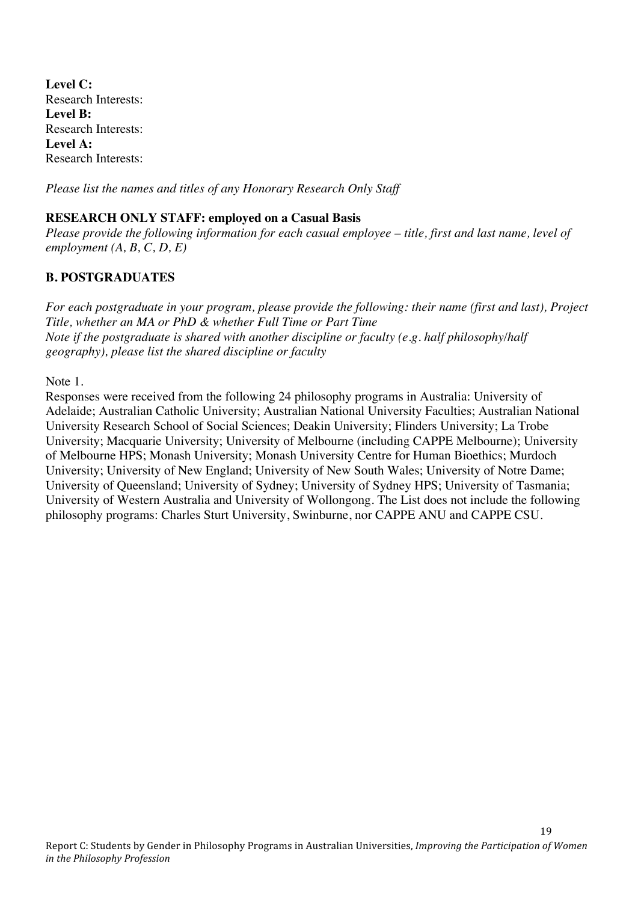**Level C:**
Research Interests:
**Level B:**
Research Interests:
**Level A:**
Research Interests:

*Please list the names and titles of any Honorary Research Only Staff*

**RESEARCH ONLY STAFF: employed on a Casual Basis**

*Please provide the following information for each casual employee – title, first and last name, level of employment (A, B, C, D, E)*

## B. POSTGRADUATES

*For each postgraduate in your program, please provide the following: their name (first and last), Project Title, whether an MA or PhD & whether Full Time or Part Time*
*Note if the postgraduate is shared with another discipline or faculty (e.g. half philosophy/half geography), please list the shared discipline or faculty*

Note 1.

Responses were received from the following 24 philosophy programs in Australia: University of Adelaide; Australian Catholic University; Australian National University Faculties; Australian National University Research School of Social Sciences; Deakin University; Flinders University; La Trobe University; Macquarie University; University of Melbourne (including CAPPE Melbourne); University of Melbourne HPS; Monash University; Monash University Centre for Human Bioethics; Murdoch University; University of New England; University of New South Wales; University of Notre Dame; University of Queensland; University of Sydney; University of Sydney HPS; University of Tasmania; University of Western Australia and University of Wollongong. The List does not include the following philosophy programs: Charles Sturt University, Swinburne, nor CAPPE ANU and CAPPE CSU.